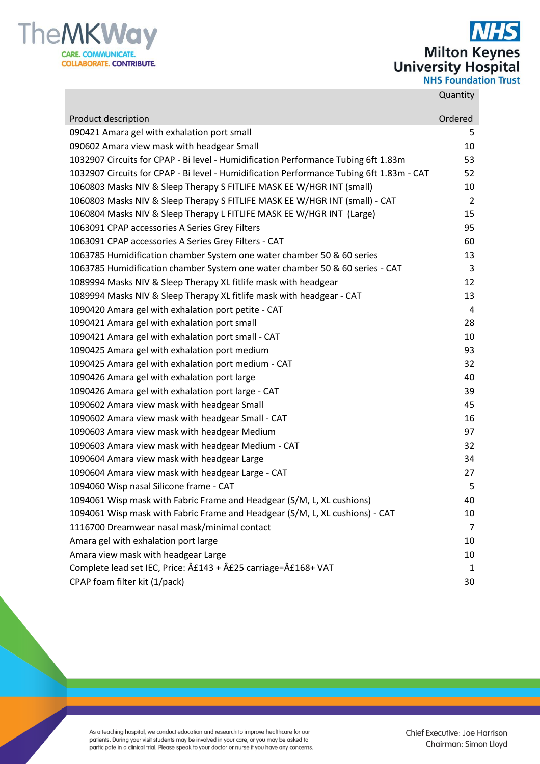| Product description | Quantity Ordered |
|---|---|
| 090421 Amara gel with exhalation port small | 5 |
| 090602 Amara view mask with headgear Small | 10 |
| 1032907 Circuits for CPAP - Bi level - Humidification Performance Tubing 6ft 1.83m | 53 |
| 1032907 Circuits for CPAP - Bi level - Humidification Performance Tubing 6ft 1.83m - CAT | 52 |
| 1060803 Masks NIV & Sleep Therapy S FITLIFE MASK EE W/HGR INT (small) | 10 |
| 1060803 Masks NIV & Sleep Therapy S FITLIFE MASK EE W/HGR INT (small) - CAT | 2 |
| 1060804 Masks NIV & Sleep Therapy L FITLIFE MASK EE W/HGR INT (Large) | 15 |
| 1063091 CPAP accessories A Series Grey Filters | 95 |
| 1063091 CPAP accessories A Series Grey Filters - CAT | 60 |
| 1063785 Humidification chamber System one water chamber 50 & 60 series | 13 |
| 1063785 Humidification chamber System one water chamber 50 & 60 series - CAT | 3 |
| 1089994 Masks NIV & Sleep Therapy XL fitlife mask with headgear | 12 |
| 1089994 Masks NIV & Sleep Therapy XL fitlife mask with headgear - CAT | 13 |
| 1090420 Amara gel with exhalation port petite - CAT | 4 |
| 1090421 Amara gel with exhalation port small | 28 |
| 1090421 Amara gel with exhalation port small - CAT | 10 |
| 1090425 Amara gel with exhalation port medium | 93 |
| 1090425 Amara gel with exhalation port medium - CAT | 32 |
| 1090426 Amara gel with exhalation port large | 40 |
| 1090426 Amara gel with exhalation port large - CAT | 39 |
| 1090602 Amara view mask with headgear Small | 45 |
| 1090602 Amara view mask with headgear Small - CAT | 16 |
| 1090603 Amara view mask with headgear Medium | 97 |
| 1090603 Amara view mask with headgear Medium - CAT | 32 |
| 1090604 Amara view mask with headgear Large | 34 |
| 1090604 Amara view mask with headgear Large - CAT | 27 |
| 1094060 Wisp nasal Silicone frame - CAT | 5 |
| 1094061 Wisp mask with Fabric Frame and Headgear (S/M, L, XL cushions) | 40 |
| 1094061 Wisp mask with Fabric Frame and Headgear (S/M, L, XL cushions) - CAT | 10 |
| 1116700 Dreamwear nasal mask/minimal contact | 7 |
| Amara gel with exhalation port large | 10 |
| Amara view mask with headgear Large | 10 |
| Complete lead set IEC, Price: Â£143 + Â£25 carriage=Â£168+ VAT | 1 |
| CPAP foam filter kit (1/pack) | 30 |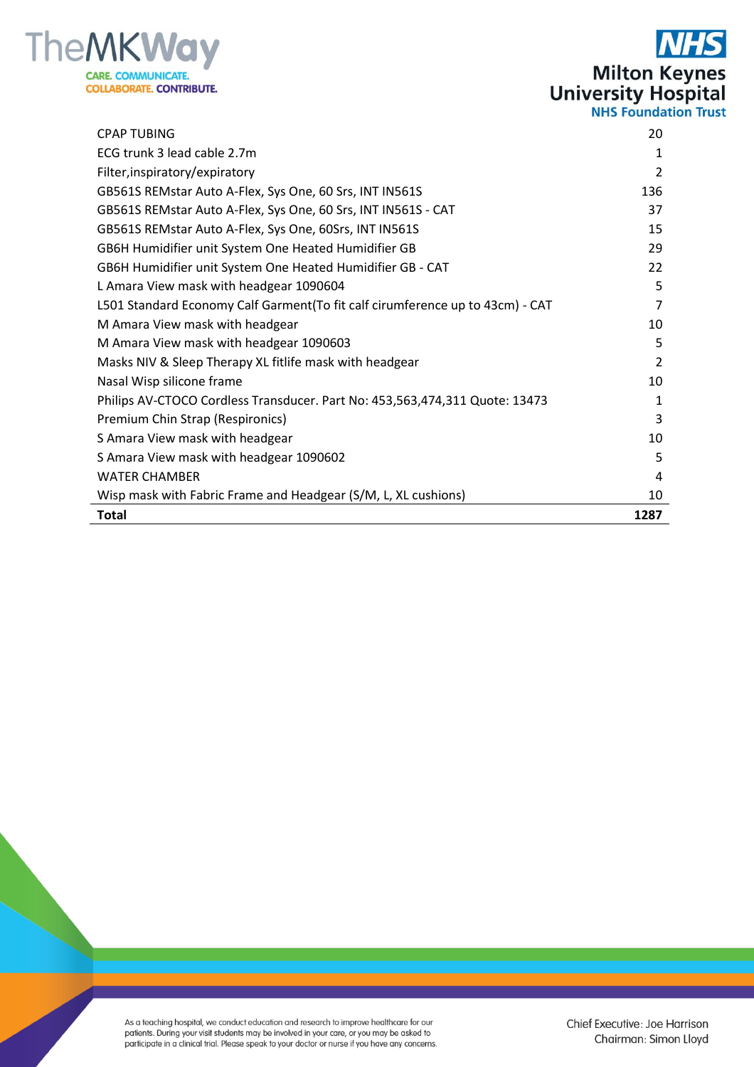| | |
|---|---|
| CPAP TUBING | 20 |
| ECG trunk 3 lead cable 2.7m | 1 |
| Filter,inspiratory/expiratory | 2 |
| GB561S REMstar Auto A-Flex, Sys One, 60 Srs, INT IN561S | 136 |
| GB561S REMstar Auto A-Flex, Sys One, 60 Srs, INT IN561S - CAT | 37 |
| GB561S REMstar Auto A-Flex, Sys One, 60Srs, INT IN561S | 15 |
| GB6H Humidifier unit System One Heated Humidifier GB | 29 |
| GB6H Humidifier unit System One Heated Humidifier GB - CAT | 22 |
| L Amara View mask with headgear 1090604 | 5 |
| L501 Standard Economy Calf Garment(To fit calf cirumference up to 43cm) - CAT | 7 |
| M Amara View mask with headgear | 10 |
| M Amara View mask with headgear 1090603 | 5 |
| Masks NIV & Sleep Therapy XL fitlife mask with headgear | 2 |
| Nasal Wisp silicone frame | 10 |
| Philips AV-CTOCO Cordless Transducer. Part No: 453,563,474,311 Quote: 13473 | 1 |
| Premium Chin Strap (Respironics) | 3 |
| S Amara View mask with headgear | 10 |
| S Amara View mask with headgear 1090602 | 5 |
| WATER CHAMBER | 4 |
| Wisp mask with Fabric Frame and Headgear (S/M, L, XL cushions) | 10 |
| **Total** | **1287** |

As a teaching hospital, we conduct education and research to improve healthcare for our patients. During your visit students may be involved in your care, or you may be asked to participate in a clinical trial. Please speak to your doctor or nurse if you have any concerns.

Chief Executive: Joe Harrison
Chairman: Simon Lloyd